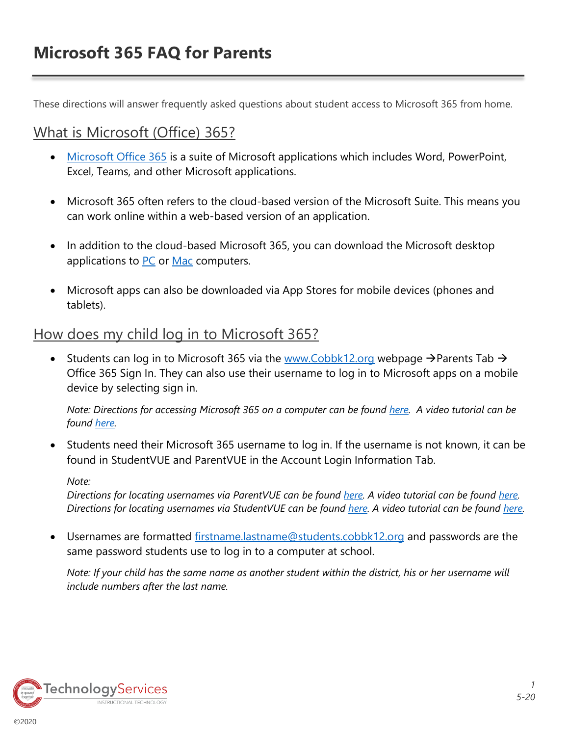# Microsoft 365 FAQ for Parents

These directions will answer frequently asked questions about student access to Microsoft 365 from home.

## What is Microsoft (Office) 365?

- Microsoft Office 365 is a suite of Microsoft applications which includes Word, PowerPoint, Excel, Teams, and other Microsoft applications.
- Microsoft 365 often refers to the cloud-based version of the Microsoft Suite. This means you can work online within a web-based version of an application.
- In addition to the cloud-based Microsoft 365, you can download the Microsoft desktop applications to PC or Mac computers.
- Microsoft apps can also be downloaded via App Stores for mobile devices (phones and tablets).

## How does my child log in to Microsoft 365?

- Students can log in to Microsoft 365 via the www.Cobbk12.org webpage →Parents Tab → Office 365 Sign In. They can also use their username to log in to Microsoft apps on a mobile device by selecting sign in.

  *Note: Directions for accessing Microsoft 365 on a computer can be found here. A video tutorial can be found here.*

- Students need their Microsoft 365 username to log in. If the username is not known, it can be found in StudentVUE and ParentVUE in the Account Login Information Tab.

  *Note:*
  *Directions for locating usernames via ParentVUE can be found here. A video tutorial can be found here.*
  *Directions for locating usernames via StudentVUE can be found here. A video tutorial can be found here.*

- Usernames are formatted firstname.lastname@students.cobbk12.org and passwords are the same password students use to log in to a computer at school.

  *Note: If your child has the same name as another student within the district, his or her username will include numbers after the last name.*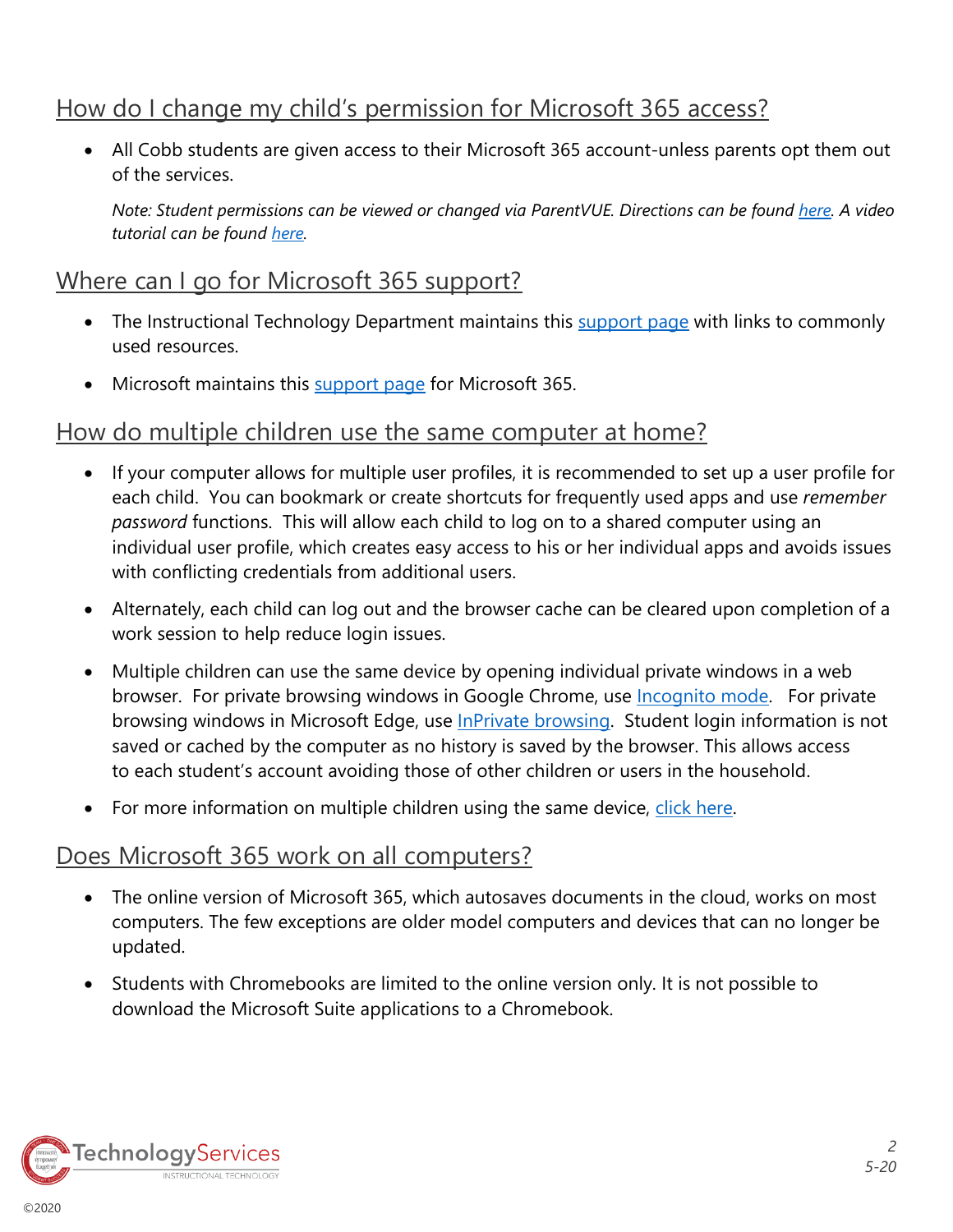## How do I change my child's permission for Microsoft 365 access?

- All Cobb students are given access to their Microsoft 365 account-unless parents opt them out of the services.

  *Note: Student permissions can be viewed or changed via ParentVUE. Directions can be found here. A video tutorial can be found here.*

## Where can I go for Microsoft 365 support?

- The Instructional Technology Department maintains this support page with links to commonly used resources.
- Microsoft maintains this support page for Microsoft 365.

## How do multiple children use the same computer at home?

- If your computer allows for multiple user profiles, it is recommended to set up a user profile for each child. You can bookmark or create shortcuts for frequently used apps and use *remember password* functions. This will allow each child to log on to a shared computer using an individual user profile, which creates easy access to his or her individual apps and avoids issues with conflicting credentials from additional users.
- Alternately, each child can log out and the browser cache can be cleared upon completion of a work session to help reduce login issues.
- Multiple children can use the same device by opening individual private windows in a web browser. For private browsing windows in Google Chrome, use Incognito mode. For private browsing windows in Microsoft Edge, use InPrivate browsing. Student login information is not saved or cached by the computer as no history is saved by the browser. This allows access to each student's account avoiding those of other children or users in the household.
- For more information on multiple children using the same device, click here.

## Does Microsoft 365 work on all computers?

- The online version of Microsoft 365, which autosaves documents in the cloud, works on most computers. The few exceptions are older model computers and devices that can no longer be updated.
- Students with Chromebooks are limited to the online version only. It is not possible to download the Microsoft Suite applications to a Chromebook.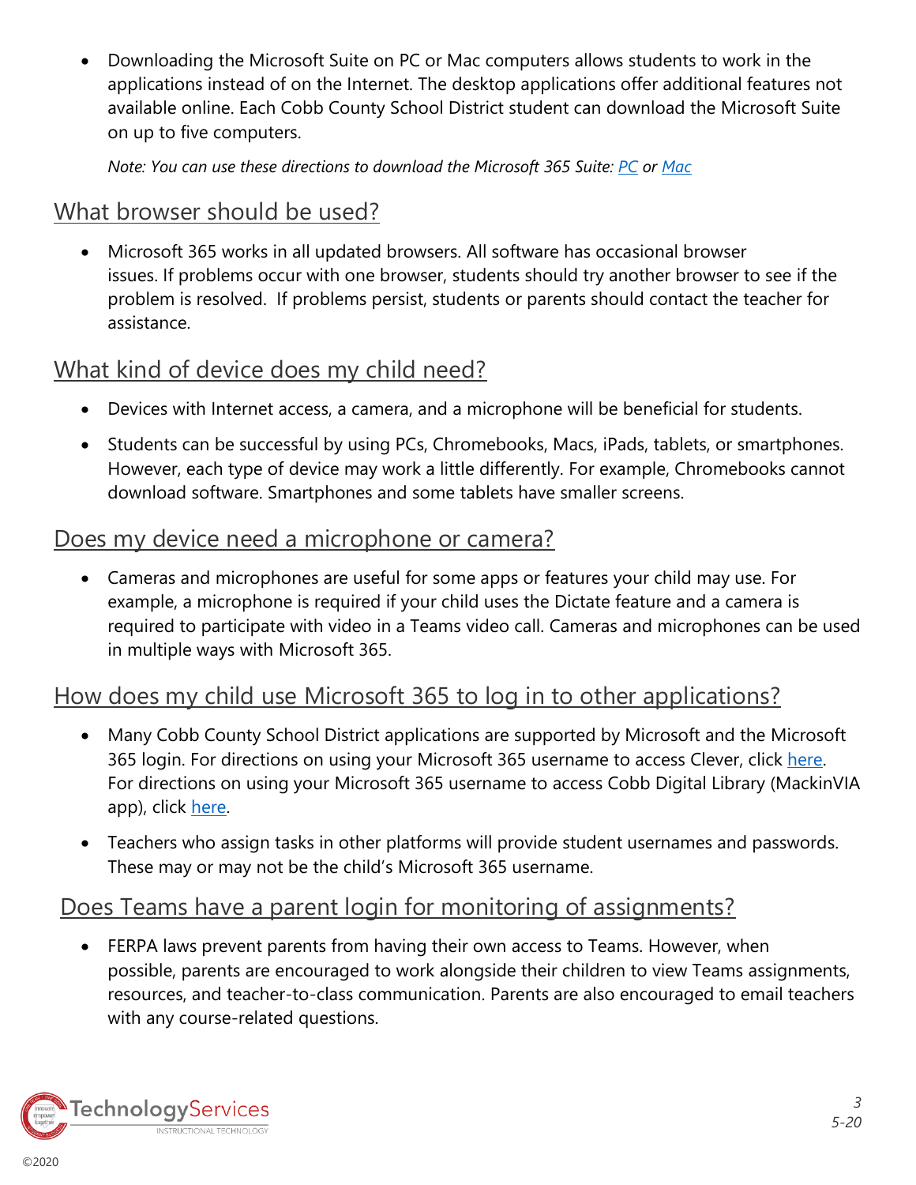- Downloading the Microsoft Suite on PC or Mac computers allows students to work in the applications instead of on the Internet. The desktop applications offer additional features not available online. Each Cobb County School District student can download the Microsoft Suite on up to five computers.

  *Note: You can use these directions to download the Microsoft 365 Suite: PC or Mac*

## What browser should be used?

- Microsoft 365 works in all updated browsers. All software has occasional browser issues. If problems occur with one browser, students should try another browser to see if the problem is resolved. If problems persist, students or parents should contact the teacher for assistance.

## What kind of device does my child need?

- Devices with Internet access, a camera, and a microphone will be beneficial for students.
- Students can be successful by using PCs, Chromebooks, Macs, iPads, tablets, or smartphones. However, each type of device may work a little differently. For example, Chromebooks cannot download software. Smartphones and some tablets have smaller screens.

## Does my device need a microphone or camera?

- Cameras and microphones are useful for some apps or features your child may use. For example, a microphone is required if your child uses the Dictate feature and a camera is required to participate with video in a Teams video call. Cameras and microphones can be used in multiple ways with Microsoft 365.

## How does my child use Microsoft 365 to log in to other applications?

- Many Cobb County School District applications are supported by Microsoft and the Microsoft 365 login. For directions on using your Microsoft 365 username to access Clever, click here. For directions on using your Microsoft 365 username to access Cobb Digital Library (MackinVIA app), click here.
- Teachers who assign tasks in other platforms will provide student usernames and passwords. These may or may not be the child's Microsoft 365 username.

## Does Teams have a parent login for monitoring of assignments?

- FERPA laws prevent parents from having their own access to Teams. However, when possible, parents are encouraged to work alongside their children to view Teams assignments, resources, and teacher-to-class communication. Parents are also encouraged to email teachers with any course-related questions.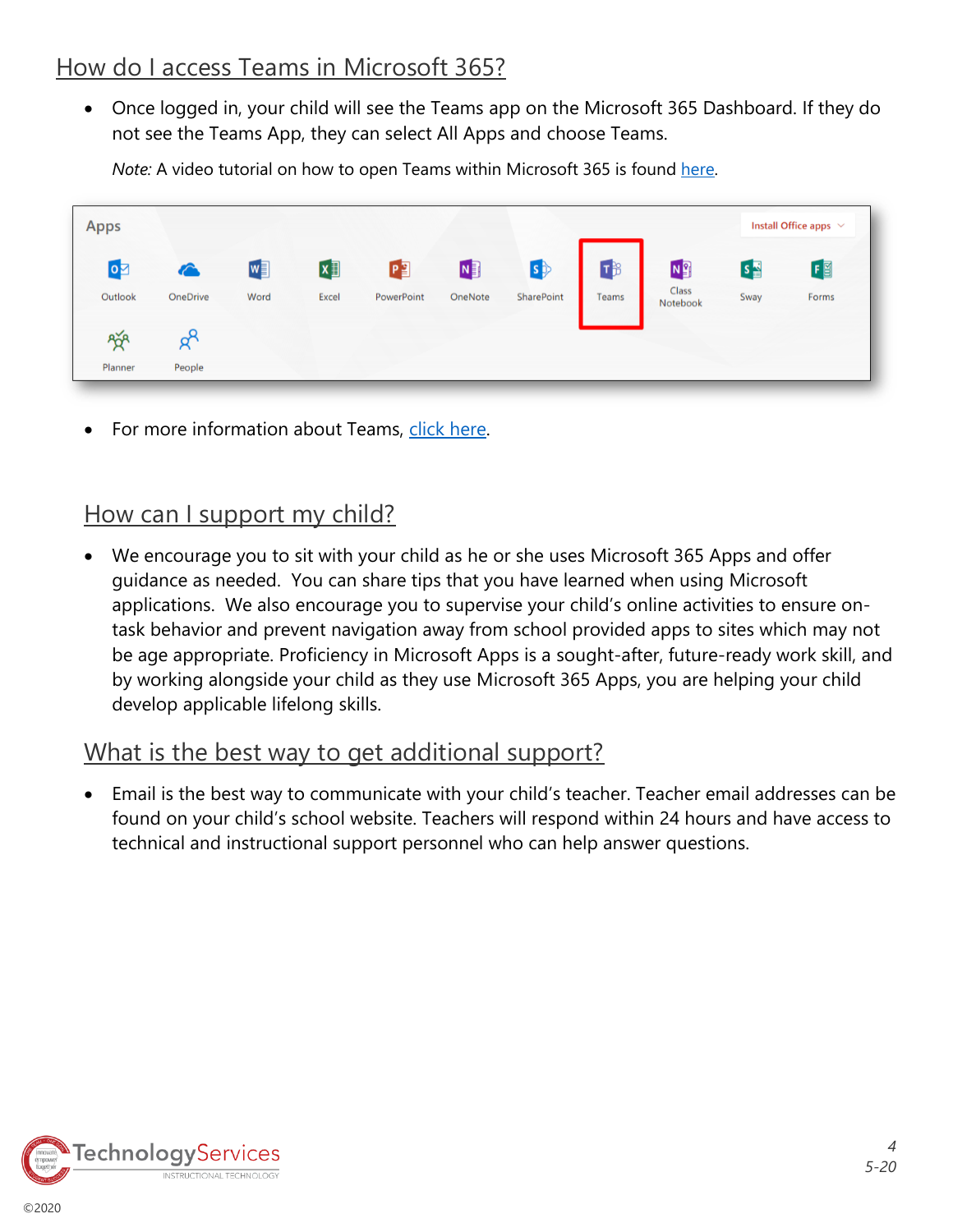## How do I access Teams in Microsoft 365?

- Once logged in, your child will see the Teams app on the Microsoft 365 Dashboard. If they do not see the Teams App, they can select All Apps and choose Teams.

  *Note:* A video tutorial on how to open Teams within Microsoft 365 is found here.

Apps

Install Office apps

Outlook
OneDrive
Word
Excel
PowerPoint
OneNote
SharePoint
Teams
Class Notebook
Sway
Forms
Planner
People

- For more information about Teams, click here.

## How can I support my child?

- We encourage you to sit with your child as he or she uses Microsoft 365 Apps and offer guidance as needed. You can share tips that you have learned when using Microsoft applications. We also encourage you to supervise your child's online activities to ensure on-task behavior and prevent navigation away from school provided apps to sites which may not be age appropriate. Proficiency in Microsoft Apps is a sought-after, future-ready work skill, and by working alongside your child as they use Microsoft 365 Apps, you are helping your child develop applicable lifelong skills.

## What is the best way to get additional support?

- Email is the best way to communicate with your child's teacher. Teacher email addresses can be found on your child's school website. Teachers will respond within 24 hours and have access to technical and instructional support personnel who can help answer questions.

TechnologyServices
INSTRUCTIONAL TECHNOLOGY

©2020

5-20